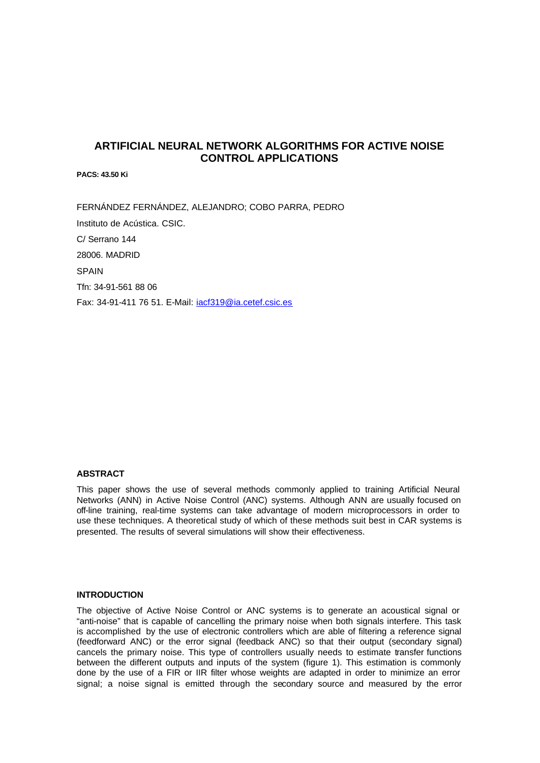# ARTIFICIAL NEURAL NETWORK ALGORITHMS FOR ACTIVE NOISE CONTROL APPLICATIONS

**PACS: 43.50 Ki**

FERNÁNDEZ FERNÁNDEZ, ALEJANDRO; COBO PARRA, PEDRO

Instituto de Acústica. CSIC.

C/ Serrano 144

28006. MADRID

SPAIN

Tfn: 34-91-561 88 06

Fax: 34-91-411 76 51. E-Mail: iacf319@ia.cetef.csic.es

## ABSTRACT

This paper shows the use of several methods commonly applied to training Artificial Neural Networks (ANN) in Active Noise Control (ANC) systems. Although ANN are usually focused on off-line training, real-time systems can take advantage of modern microprocessors in order to use these techniques. A theoretical study of which of these methods suit best in CAR systems is presented. The results of several simulations will show their effectiveness.

## INTRODUCTION

The objective of Active Noise Control or ANC systems is to generate an acoustical signal or "anti-noise" that is capable of cancelling the primary noise when both signals interfere. This task is accomplished by the use of electronic controllers which are able of filtering a reference signal (feedforward ANC) or the error signal (feedback ANC) so that their output (secondary signal) cancels the primary noise. This type of controllers usually needs to estimate transfer functions between the different outputs and inputs of the system (figure 1). This estimation is commonly done by the use of a FIR or IIR filter whose weights are adapted in order to minimize an error signal; a noise signal is emitted through the secondary source and measured by the error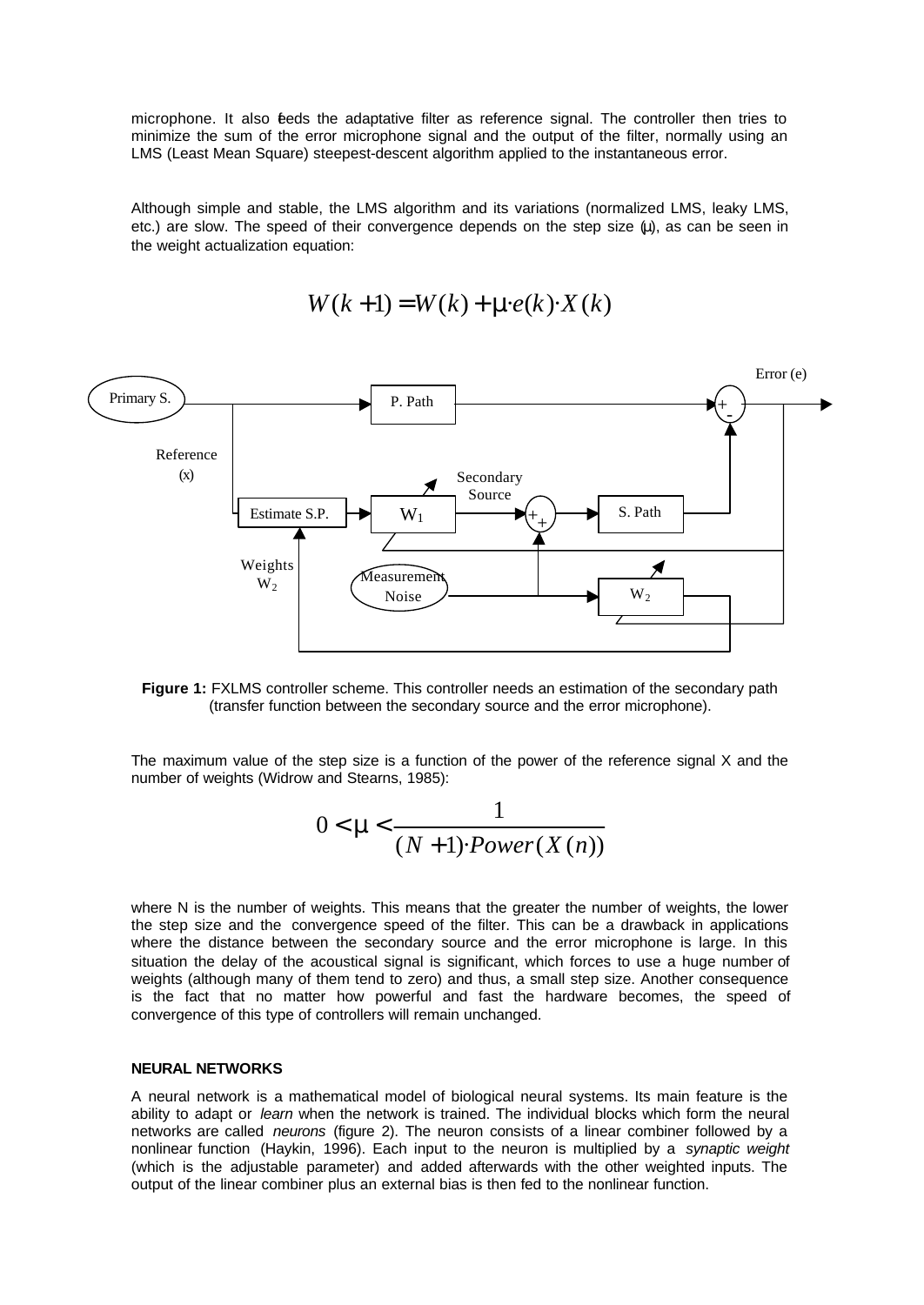microphone. It also feeds the adaptative filter as reference signal. The controller then tries to minimize the sum of the error microphone signal and the output of the filter, normally using an LMS (Least Mean Square) steepest-descent algorithm applied to the instantaneous error.

Although simple and stable, the LMS algorithm and its variations (normalized LMS, leaky LMS, etc.) are slow. The speed of their convergence depends on the step size ($\mu$), as can be seen in the weight actualization equation:

$$W(k+1) = W(k) + \mu \cdot e(k) \cdot X(k)$$

**Figure 1:** FXLMS controller scheme. This controller needs an estimation of the secondary path (transfer function between the secondary source and the error microphone).

The maximum value of the step size is a function of the power of the reference signal X and the number of weights (Widrow and Stearns, 1985):

$$0 < \mu < \frac{1}{(N+1) \cdot Power(X(n))}$$

where N is the number of weights. This means that the greater the number of weights, the lower the step size and the convergence speed of the filter. This can be a drawback in applications where the distance between the secondary source and the error microphone is large. In this situation the delay of the acoustical signal is significant, which forces to use a huge number of weights (although many of them tend to zero) and thus, a small step size. Another consequence is the fact that no matter how powerful and fast the hardware becomes, the speed of convergence of this type of controllers will remain unchanged.

## NEURAL NETWORKS

A neural network is a mathematical model of biological neural systems. Its main feature is the ability to adapt or *learn* when the network is trained. The individual blocks which form the neural networks are called *neurons* (figure 2). The neuron consists of a linear combiner followed by a nonlinear function (Haykin, 1996). Each input to the neuron is multiplied by a *synaptic weight* (which is the adjustable parameter) and added afterwards with the other weighted inputs. The output of the linear combiner plus an external bias is then fed to the nonlinear function.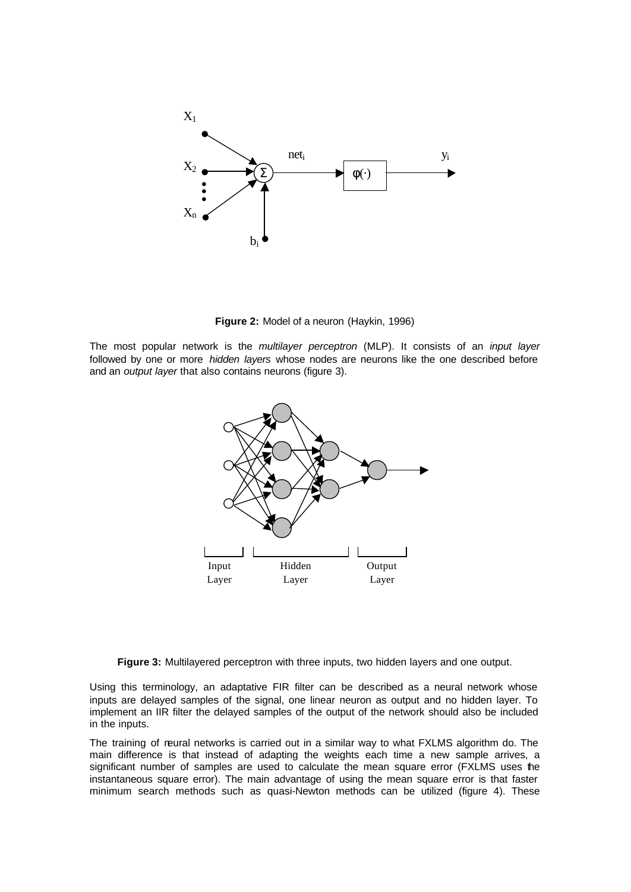Figure 2: Model of a neuron (Haykin, 1996)

The most popular network is the *multilayer perceptron* (MLP). It consists of an *input layer* followed by one or more *hidden layers* whose nodes are neurons like the one described before and an *output layer* that also contains neurons (figure 3).

Figure 3: Multilayered perceptron with three inputs, two hidden layers and one output.

Using this terminology, an adaptative FIR filter can be described as a neural network whose inputs are delayed samples of the signal, one linear neuron as output and no hidden layer. To implement an IIR filter the delayed samples of the output of the network should also be included in the inputs.

The training of neural networks is carried out in a similar way to what FXLMS algorithm do. The main difference is that instead of adapting the weights each time a new sample arrives, a significant number of samples are used to calculate the mean square error (FXLMS uses the instantaneous square error). The main advantage of using the mean square error is that faster minimum search methods such as quasi-Newton methods can be utilized (figure 4). These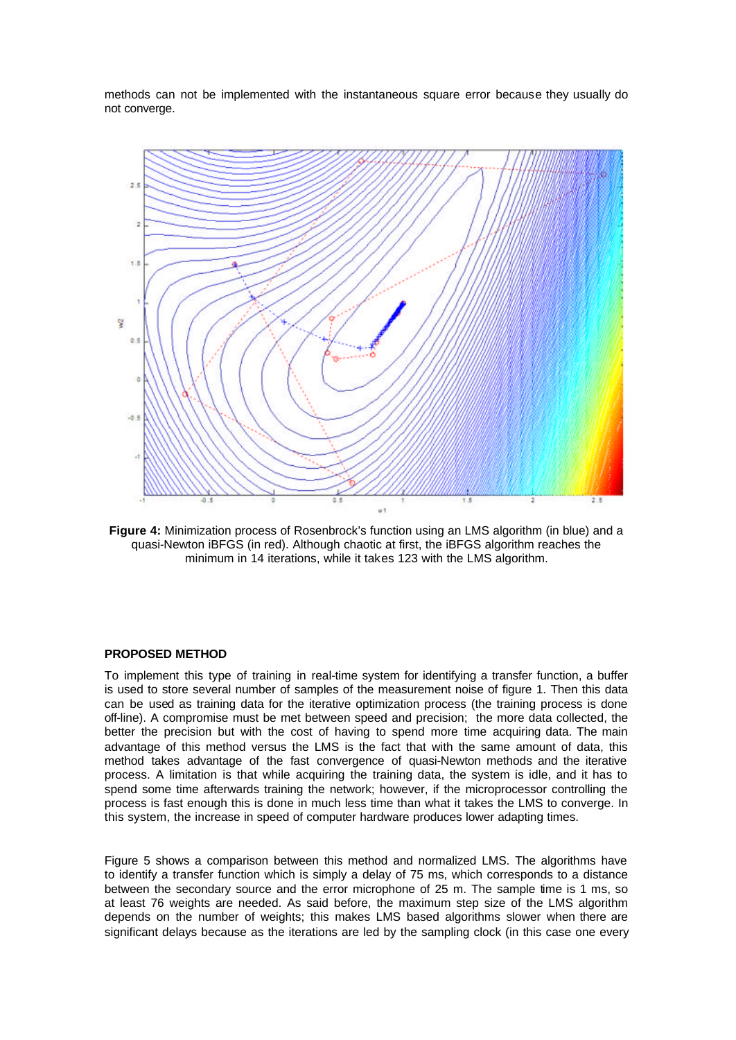methods can not be implemented with the instantaneous square error because they usually do not converge.

**Figure 4:** Minimization process of Rosenbrock's function using an LMS algorithm (in blue) and a quasi-Newton iBFGS (in red). Although chaotic at first, the iBFGS algorithm reaches the minimum in 14 iterations, while it takes 123 with the LMS algorithm.

## PROPOSED METHOD

To implement this type of training in real-time system for identifying a transfer function, a buffer is used to store several number of samples of the measurement noise of figure 1. Then this data can be used as training data for the iterative optimization process (the training process is done off-line). A compromise must be met between speed and precision; the more data collected, the better the precision but with the cost of having to spend more time acquiring data. The main advantage of this method versus the LMS is the fact that with the same amount of data, this method takes advantage of the fast convergence of quasi-Newton methods and the iterative process. A limitation is that while acquiring the training data, the system is idle, and it has to spend some time afterwards training the network; however, if the microprocessor controlling the process is fast enough this is done in much less time than what it takes the LMS to converge. In this system, the increase in speed of computer hardware produces lower adapting times.

Figure 5 shows a comparison between this method and normalized LMS. The algorithms have to identify a transfer function which is simply a delay of 75 ms, which corresponds to a distance between the secondary source and the error microphone of 25 m. The sample time is 1 ms, so at least 76 weights are needed. As said before, the maximum step size of the LMS algorithm depends on the number of weights; this makes LMS based algorithms slower when there are significant delays because as the iterations are led by the sampling clock (in this case one every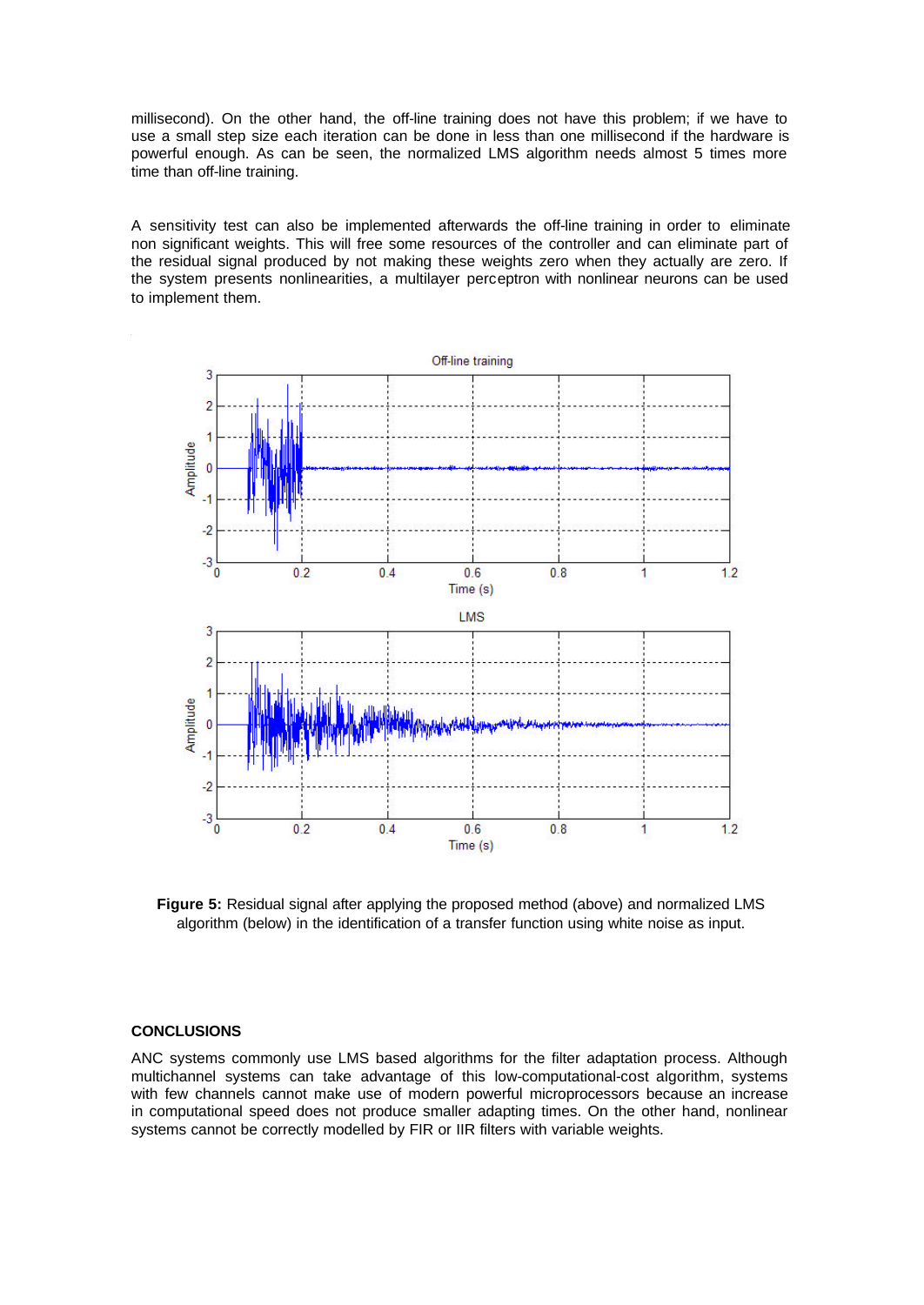millisecond). On the other hand, the off-line training does not have this problem; if we have to use a small step size each iteration can be done in less than one millisecond if the hardware is powerful enough. As can be seen, the normalized LMS algorithm needs almost 5 times more time than off-line training.

A sensitivity test can also be implemented afterwards the off-line training in order to eliminate non significant weights. This will free some resources of the controller and can eliminate part of the residual signal produced by not making these weights zero when they actually are zero. If the system presents nonlinearities, a multilayer perceptron with nonlinear neurons can be used to implement them.

**Figure 5:** Residual signal after applying the proposed method (above) and normalized LMS algorithm (below) in the identification of a transfer function using white noise as input.

## CONCLUSIONS

ANC systems commonly use LMS based algorithms for the filter adaptation process. Although multichannel systems can take advantage of this low-computational-cost algorithm, systems with few channels cannot make use of modern powerful microprocessors because an increase in computational speed does not produce smaller adapting times. On the other hand, nonlinear systems cannot be correctly modelled by FIR or IIR filters with variable weights.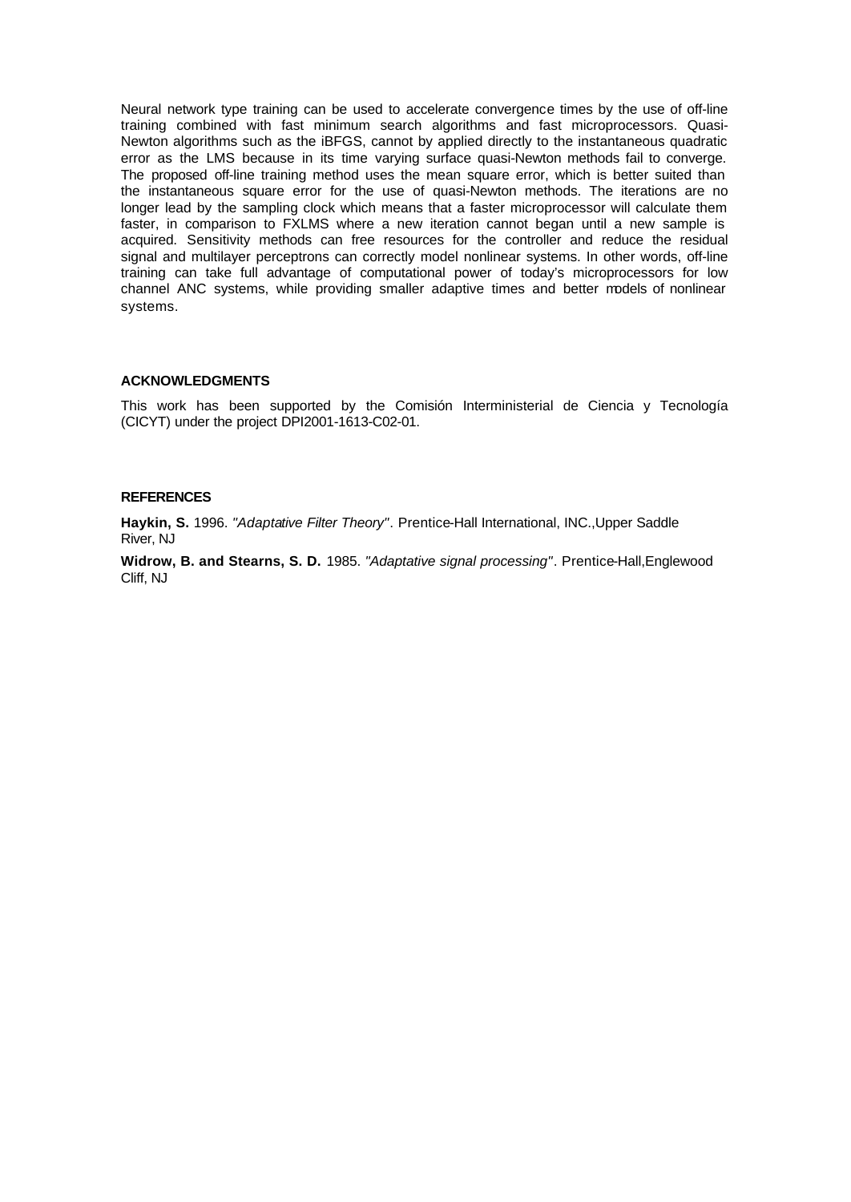Neural network type training can be used to accelerate convergence times by the use of off-line training combined with fast minimum search algorithms and fast microprocessors. Quasi-Newton algorithms such as the iBFGS, cannot by applied directly to the instantaneous quadratic error as the LMS because in its time varying surface quasi-Newton methods fail to converge. The proposed off-line training method uses the mean square error, which is better suited than the instantaneous square error for the use of quasi-Newton methods. The iterations are no longer lead by the sampling clock which means that a faster microprocessor will calculate them faster, in comparison to FXLMS where a new iteration cannot began until a new sample is acquired. Sensitivity methods can free resources for the controller and reduce the residual signal and multilayer perceptrons can correctly model nonlinear systems. In other words, off-line training can take full advantage of computational power of today's microprocessors for low channel ANC systems, while providing smaller adaptive times and better models of nonlinear systems.

## ACKNOWLEDGMENTS

This work has been supported by the Comisión Interministerial de Ciencia y Tecnología (CICYT) under the project DPI2001-1613-C02-01.

## REFERENCES

**Haykin, S.** 1996. *"Adaptative Filter Theory"*. Prentice-Hall International, INC.,Upper Saddle River, NJ

**Widrow, B. and Stearns, S. D.** 1985. *"Adaptative signal processing"*. Prentice-Hall,Englewood Cliff, NJ